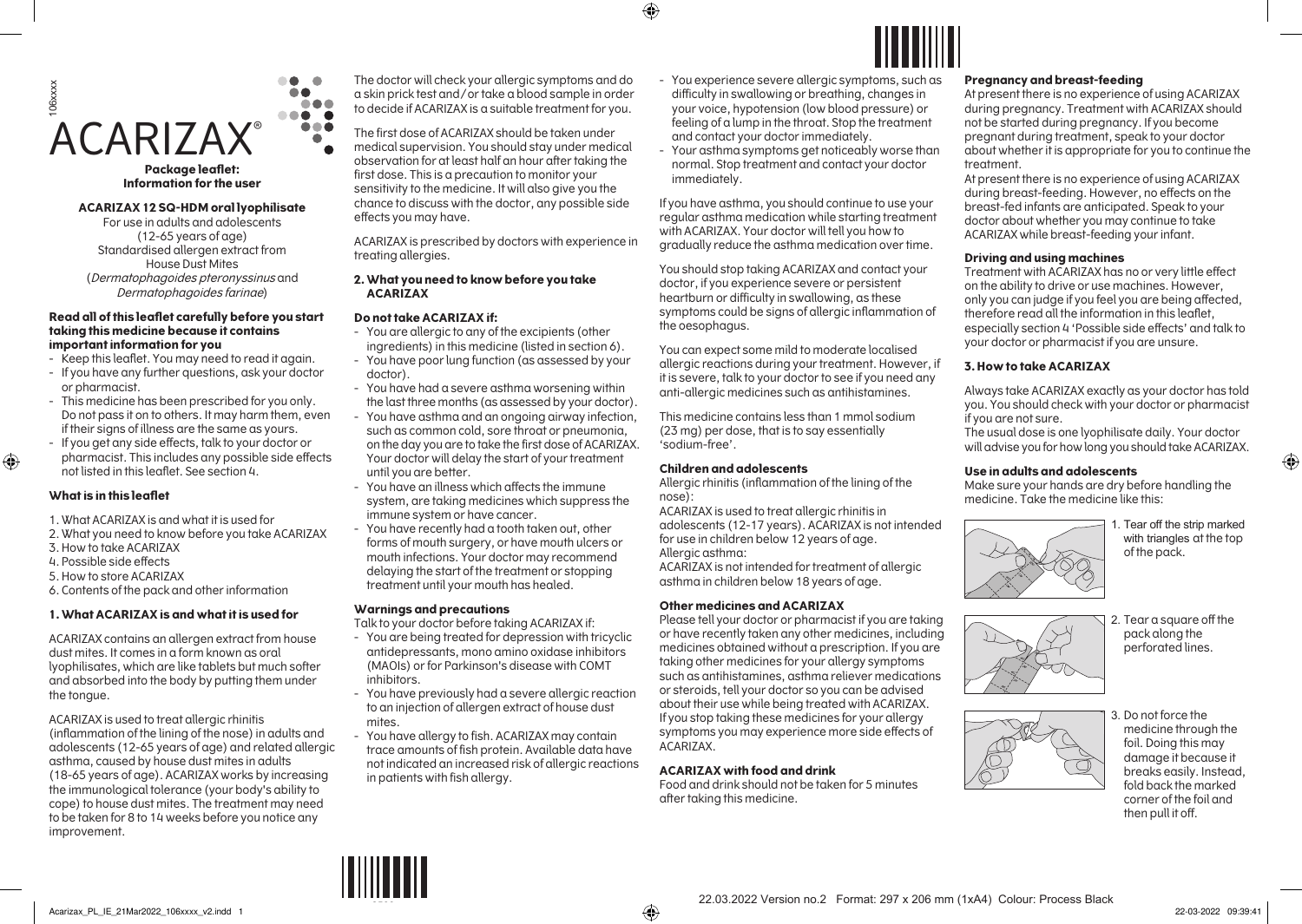106xxxx

# ACARIZAX®

**Package leaflet: Information for the user**

**ACARIZAX 12 SQ-HDM oral lyophilisate**

For use in adults and adolescents (12-65 years of age)
Standardised allergen extract from House Dust Mites (*Dermatophagoides pteronyssinus* and *Dermatophagoides farinae*)

**Read all of this leaflet carefully before you start taking this medicine because it contains important information for you**

- Keep this leaflet. You may need to read it again.
- If you have any further questions, ask your doctor or pharmacist.
- This medicine has been prescribed for you only. Do not pass it on to others. It may harm them, even if their signs of illness are the same as yours.
- If you get any side effects, talk to your doctor or pharmacist. This includes any possible side effects not listed in this leaflet. See section 4.

### What is in this leaflet

1. What ACARIZAX is and what it is used for
2. What you need to know before you take ACARIZAX
3. How to take ACARIZAX
4. Possible side effects
5. How to store ACARIZAX
6. Contents of the pack and other information

## 1. What ACARIZAX is and what it is used for

ACARIZAX contains an allergen extract from house dust mites. It comes in a form known as oral lyophilisates, which are like tablets but much softer and absorbed into the body by putting them under the tongue.

ACARIZAX is used to treat allergic rhinitis (inflammation of the lining of the nose) in adults and adolescents (12-65 years of age) and related allergic asthma, caused by house dust mites in adults (18-65 years of age). ACARIZAX works by increasing the immunological tolerance (your body's ability to cope) to house dust mites. The treatment may need to be taken for 8 to 14 weeks before you notice any improvement.

The doctor will check your allergic symptoms and do a skin prick test and/or take a blood sample in order to decide if ACARIZAX is a suitable treatment for you.

The first dose of ACARIZAX should be taken under medical supervision. You should stay under medical observation for at least half an hour after taking the first dose. This is a precaution to monitor your sensitivity to the medicine. It will also give you the chance to discuss with the doctor, any possible side effects you may have.

ACARIZAX is prescribed by doctors with experience in treating allergies.

## 2. What you need to know before you take ACARIZAX

### Do not take ACARIZAX if:

- You are allergic to any of the excipients (other ingredients) in this medicine (listed in section 6).
- You have poor lung function (as assessed by your doctor).
- You have had a severe asthma worsening within the last three months (as assessed by your doctor).
- You have asthma and an ongoing airway infection, such as common cold, sore throat or pneumonia, on the day you are to take the first dose of ACARIZAX. Your doctor will delay the start of your treatment until you are better.
- You have an illness which affects the immune system, are taking medicines which suppress the immune system or have cancer.
- You have recently had a tooth taken out, other forms of mouth surgery, or have mouth ulcers or mouth infections. Your doctor may recommend delaying the start of the treatment or stopping treatment until your mouth has healed.

### Warnings and precautions

Talk to your doctor before taking ACARIZAX if:

- You are being treated for depression with tricyclic antidepressants, mono amino oxidase inhibitors (MAOIs) or for Parkinson's disease with COMT inhibitors.
- You have previously had a severe allergic reaction to an injection of allergen extract of house dust mites.
- You have allergy to fish. ACARIZAX may contain trace amounts of fish protein. Available data have not indicated an increased risk of allergic reactions in patients with fish allergy.
- You experience severe allergic symptoms, such as difficulty in swallowing or breathing, changes in your voice, hypotension (low blood pressure) or feeling of a lump in the throat. Stop the treatment and contact your doctor immediately.
- Your asthma symptoms get noticeably worse than normal. Stop treatment and contact your doctor immediately.

If you have asthma, you should continue to use your regular asthma medication while starting treatment with ACARIZAX. Your doctor will tell you how to gradually reduce the asthma medication over time.

You should stop taking ACARIZAX and contact your doctor, if you experience severe or persistent heartburn or difficulty in swallowing, as these symptoms could be signs of allergic inflammation of the oesophagus.

You can expect some mild to moderate localised allergic reactions during your treatment. However, if it is severe, talk to your doctor to see if you need any anti-allergic medicines such as antihistamines.

This medicine contains less than 1 mmol sodium (23 mg) per dose, that is to say essentially 'sodium-free'.

### Children and adolescents

Allergic rhinitis (inflammation of the lining of the nose):
ACARIZAX is used to treat allergic rhinitis in adolescents (12-17 years). ACARIZAX is not intended for use in children below 12 years of age.
Allergic asthma:
ACARIZAX is not intended for treatment of allergic asthma in children below 18 years of age.

### Other medicines and ACARIZAX

Please tell your doctor or pharmacist if you are taking or have recently taken any other medicines, including medicines obtained without a prescription. If you are taking other medicines for your allergy symptoms such as antihistamines, asthma reliever medications or steroids, tell your doctor so you can be advised about their use while being treated with ACARIZAX. If you stop taking these medicines for your allergy symptoms you may experience more side effects of ACARIZAX.

### ACARIZAX with food and drink

Food and drink should not be taken for 5 minutes after taking this medicine.

### Pregnancy and breast-feeding

At present there is no experience of using ACARIZAX during pregnancy. Treatment with ACARIZAX should not be started during pregnancy. If you become pregnant during treatment, speak to your doctor about whether it is appropriate for you to continue the treatment.
At present there is no experience of using ACARIZAX during breast-feeding. However, no effects on the breast-fed infants are anticipated. Speak to your doctor about whether you may continue to take ACARIZAX while breast-feeding your infant.

### Driving and using machines

Treatment with ACARIZAX has no or very little effect on the ability to drive or use machines. However, only you can judge if you feel you are being affected, therefore read all the information in this leaflet, especially section 4 'Possible side effects' and talk to your doctor or pharmacist if you are unsure.

## 3. How to take ACARIZAX

Always take ACARIZAX exactly as your doctor has told you. You should check with your doctor or pharmacist if you are not sure.
The usual dose is one lyophilisate daily. Your doctor will advise you for how long you should take ACARIZAX.

### Use in adults and adolescents

Make sure your hands are dry before handling the medicine. Take the medicine like this:

1. Tear off the strip marked with triangles at the top of the pack.
2. Tear a square off the pack along the perforated lines.
3. Do not force the medicine through the foil. Doing this may damage it because it breaks easily. Instead, fold back the marked corner of the foil and then pull it off.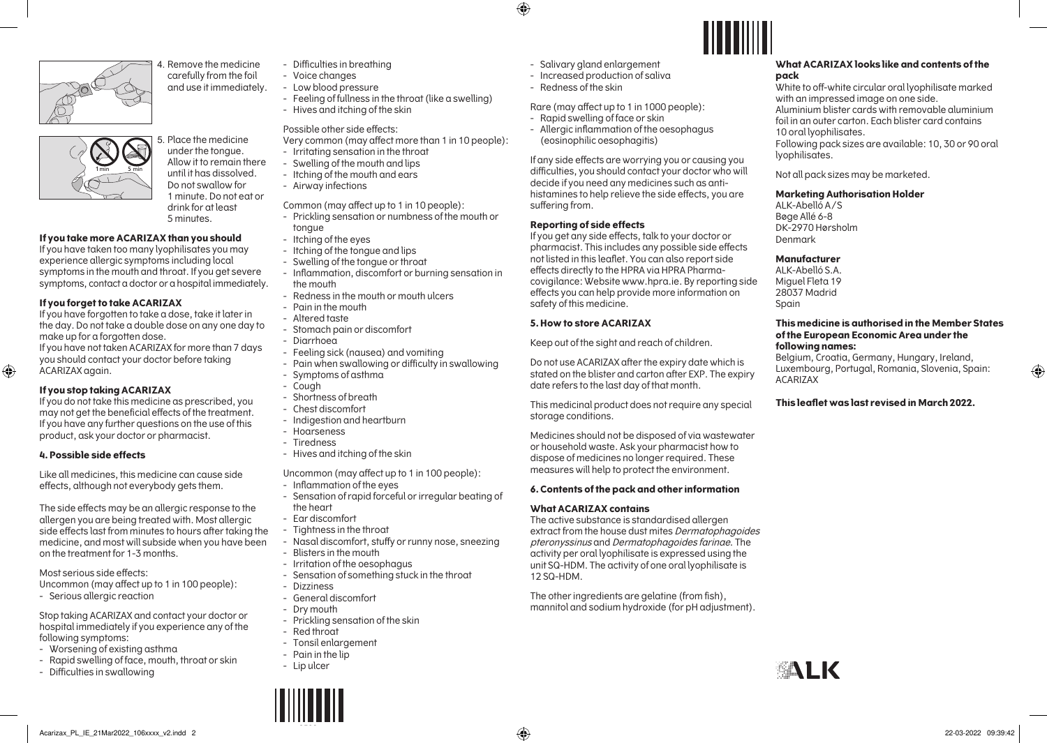4. Remove the medicine carefully from the foil and use it immediately.

5. Place the medicine under the tongue. Allow it to remain there until it has dissolved. Do not swallow for 1 minute. Do not eat or drink for at least 5 minutes.

1 min 5 min

**If you take more ACARIZAX than you should**

If you have taken too many lyophilisates you may experience allergic symptoms including local symptoms in the mouth and throat. If you get severe symptoms, contact a doctor or a hospital immediately.

**If you forget to take ACARIZAX**

If you have forgotten to take a dose, take it later in the day. Do not take a double dose on any one day to make up for a forgotten dose.

If you have not taken ACARIZAX for more than 7 days you should contact your doctor before taking ACARIZAX again.

**If you stop taking ACARIZAX**

If you do not take this medicine as prescribed, you may not get the beneficial effects of the treatment.

If you have any further questions on the use of this product, ask your doctor or pharmacist.

## 4. Possible side effects

Like all medicines, this medicine can cause side effects, although not everybody gets them.

The side effects may be an allergic response to the allergen you are being treated with. Most allergic side effects last from minutes to hours after taking the medicine, and most will subside when you have been on the treatment for 1-3 months.

Most serious side effects:
Uncommon (may affect up to 1 in 100 people):
- Serious allergic reaction

Stop taking ACARIZAX and contact your doctor or hospital immediately if you experience any of the following symptoms:
- Worsening of existing asthma
- Rapid swelling of face, mouth, throat or skin
- Difficulties in swallowing
- Difficulties in breathing
- Voice changes
- Low blood pressure
- Feeling of fullness in the throat (like a swelling)
- Hives and itching of the skin

Possible other side effects:
Very common (may affect more than 1 in 10 people):
- Irritating sensation in the throat
- Swelling of the mouth and lips
- Itching of the mouth and ears
- Airway infections

Common (may affect up to 1 in 10 people):
- Prickling sensation or numbness of the mouth or tongue
- Itching of the eyes
- Itching of the tongue and lips
- Swelling of the tongue or throat
- Inflammation, discomfort or burning sensation in the mouth
- Redness in the mouth or mouth ulcers
- Pain in the mouth
- Altered taste
- Stomach pain or discomfort
- Diarrhoea
- Feeling sick (nausea) and vomiting
- Pain when swallowing or difficulty in swallowing
- Symptoms of asthma
- Cough
- Shortness of breath
- Chest discomfort
- Indigestion and heartburn
- Hoarseness
- Tiredness
- Hives and itching of the skin

Uncommon (may affect up to 1 in 100 people):
- Inflammation of the eyes
- Sensation of rapid forceful or irregular beating of the heart
- Ear discomfort
- Tightness in the throat
- Nasal discomfort, stuffy or runny nose, sneezing
- Blisters in the mouth
- Irritation of the oesophagus
- Sensation of something stuck in the throat
- Dizziness
- General discomfort
- Dry mouth
- Prickling sensation of the skin
- Red throat
- Tonsil enlargement
- Pain in the lip
- Lip ulcer
- Salivary gland enlargement
- Increased production of saliva
- Redness of the skin

Rare (may affect up to 1 in 1000 people):
- Rapid swelling of face or skin
- Allergic inflammation of the oesophagus (eosinophilic oesophagitis)

If any side effects are worrying you or causing you difficulties, you should contact your doctor who will decide if you need any medicines such as anti-histamines to help relieve the side effects, you are suffering from.

**Reporting of side effects**

If you get any side effects, talk to your doctor or pharmacist. This includes any possible side effects not listed in this leaflet. You can also report side effects directly to the HPRA via HPRA Pharma-covigilance: Website www.hpra.ie. By reporting side effects you can help provide more information on safety of this medicine.

## 5. How to store ACARIZAX

Keep out of the sight and reach of children.

Do not use ACARIZAX after the expiry date which is stated on the blister and carton after EXP. The expiry date refers to the last day of that month.

This medicinal product does not require any special storage conditions.

Medicines should not be disposed of via wastewater or household waste. Ask your pharmacist how to dispose of medicines no longer required. These measures will help to protect the environment.

## 6. Contents of the pack and other information

**What ACARIZAX contains**

The active substance is standardised allergen extract from the house dust mites *Dermatophagoides pteronyssinus* and *Dermatophagoides farinae*. The activity per oral lyophilisate is expressed using the unit SQ-HDM. The activity of one oral lyophilisate is 12 SQ-HDM.

The other ingredients are gelatine (from fish), mannitol and sodium hydroxide (for pH adjustment).

**What ACARIZAX looks like and contents of the pack**

White to off-white circular oral lyophilisate marked with an impressed image on one side.
Aluminium blister cards with removable aluminium foil in an outer carton. Each blister card contains 10 oral lyophilisates.
Following pack sizes are available: 10, 30 or 90 oral lyophilisates.

Not all pack sizes may be marketed.

**Marketing Authorisation Holder**

ALK-Abelló A/S
Bøge Allé 6-8
DK-2970 Hørsholm
Denmark

**Manufacturer**

ALK-Abelló S.A.
Miguel Fleta 19
28037 Madrid
Spain

**This medicine is authorised in the Member States of the European Economic Area under the following names:**

Belgium, Croatia, Germany, Hungary, Ireland, Luxembourg, Portugal, Romania, Slovenia, Spain: ACARIZAX

**This leaflet was last revised in March 2022.**

ALK